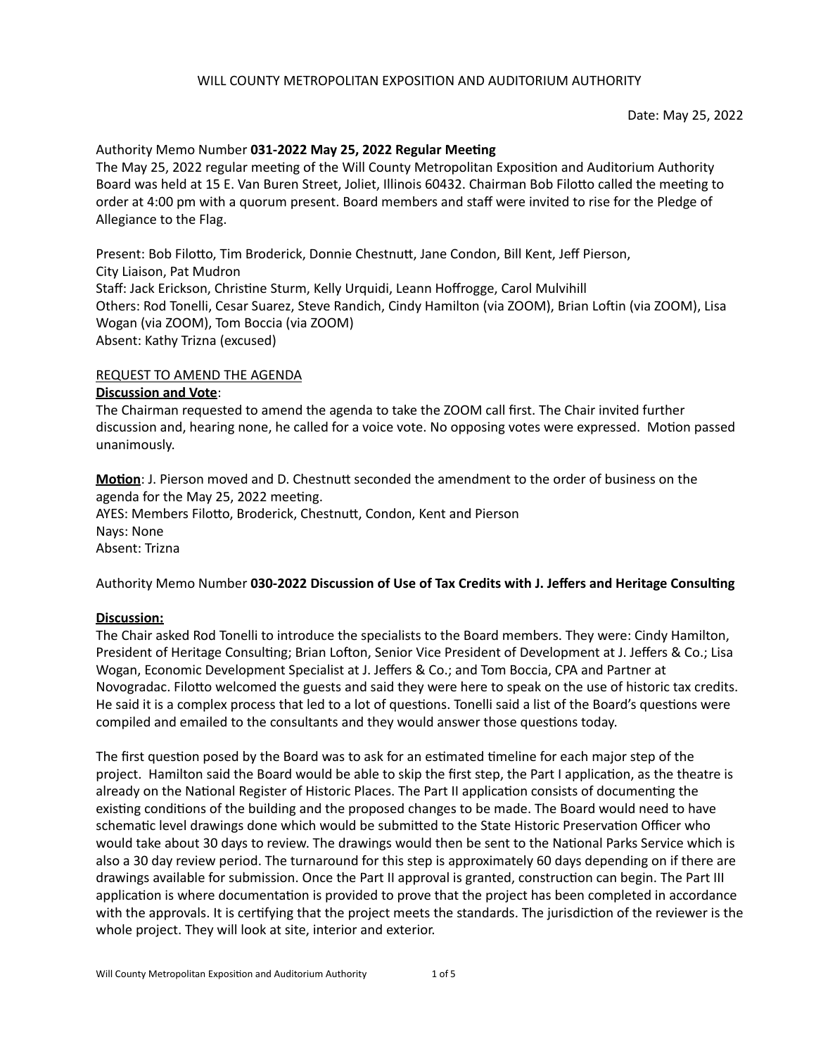WILL COUNTY METROPOLITAN EXPOSITION AND AUDITORIUM AUTHORITY

Date: May 25, 2022

Authority Memo Number **031-2022 May 25, 2022 Regular Meeting**

The May 25, 2022 regular meeting of the Will County Metropolitan Exposition and Auditorium Authority Board was held at 15 E. Van Buren Street, Joliet, Illinois 60432. Chairman Bob Filotto called the meeting to order at 4:00 pm with a quorum present. Board members and staff were invited to rise for the Pledge of Allegiance to the Flag.

Present: Bob Filotto, Tim Broderick, Donnie Chestnutt, Jane Condon, Bill Kent, Jeff Pierson,
City Liaison, Pat Mudron
Staff: Jack Erickson, Christine Sturm, Kelly Urquidi, Leann Hoffrogge, Carol Mulvihill
Others: Rod Tonelli, Cesar Suarez, Steve Randich, Cindy Hamilton (via ZOOM), Brian Loftin (via ZOOM), Lisa Wogan (via ZOOM), Tom Boccia (via ZOOM)
Absent: Kathy Trizna (excused)

REQUEST TO AMEND THE AGENDA

**Discussion and Vote**:

The Chairman requested to amend the agenda to take the ZOOM call first. The Chair invited further discussion and, hearing none, he called for a voice vote. No opposing votes were expressed. Motion passed unanimously.

**Motion**: J. Pierson moved and D. Chestnutt seconded the amendment to the order of business on the agenda for the May 25, 2022 meeting.
AYES: Members Filotto, Broderick, Chestnutt, Condon, Kent and Pierson
Nays: None
Absent: Trizna

Authority Memo Number **030-2022 Discussion of Use of Tax Credits with J. Jeffers and Heritage Consulting**

**Discussion:**

The Chair asked Rod Tonelli to introduce the specialists to the Board members. They were: Cindy Hamilton, President of Heritage Consulting; Brian Lofton, Senior Vice President of Development at J. Jeffers & Co.; Lisa Wogan, Economic Development Specialist at J. Jeffers & Co.; and Tom Boccia, CPA and Partner at Novogradac. Filotto welcomed the guests and said they were here to speak on the use of historic tax credits. He said it is a complex process that led to a lot of questions. Tonelli said a list of the Board's questions were compiled and emailed to the consultants and they would answer those questions today.

The first question posed by the Board was to ask for an estimated timeline for each major step of the project. Hamilton said the Board would be able to skip the first step, the Part I application, as the theatre is already on the National Register of Historic Places. The Part II application consists of documenting the existing conditions of the building and the proposed changes to be made. The Board would need to have schematic level drawings done which would be submitted to the State Historic Preservation Officer who would take about 30 days to review. The drawings would then be sent to the National Parks Service which is also a 30 day review period. The turnaround for this step is approximately 60 days depending on if there are drawings available for submission. Once the Part II approval is granted, construction can begin. The Part III application is where documentation is provided to prove that the project has been completed in accordance with the approvals. It is certifying that the project meets the standards. The jurisdiction of the reviewer is the whole project. They will look at site, interior and exterior.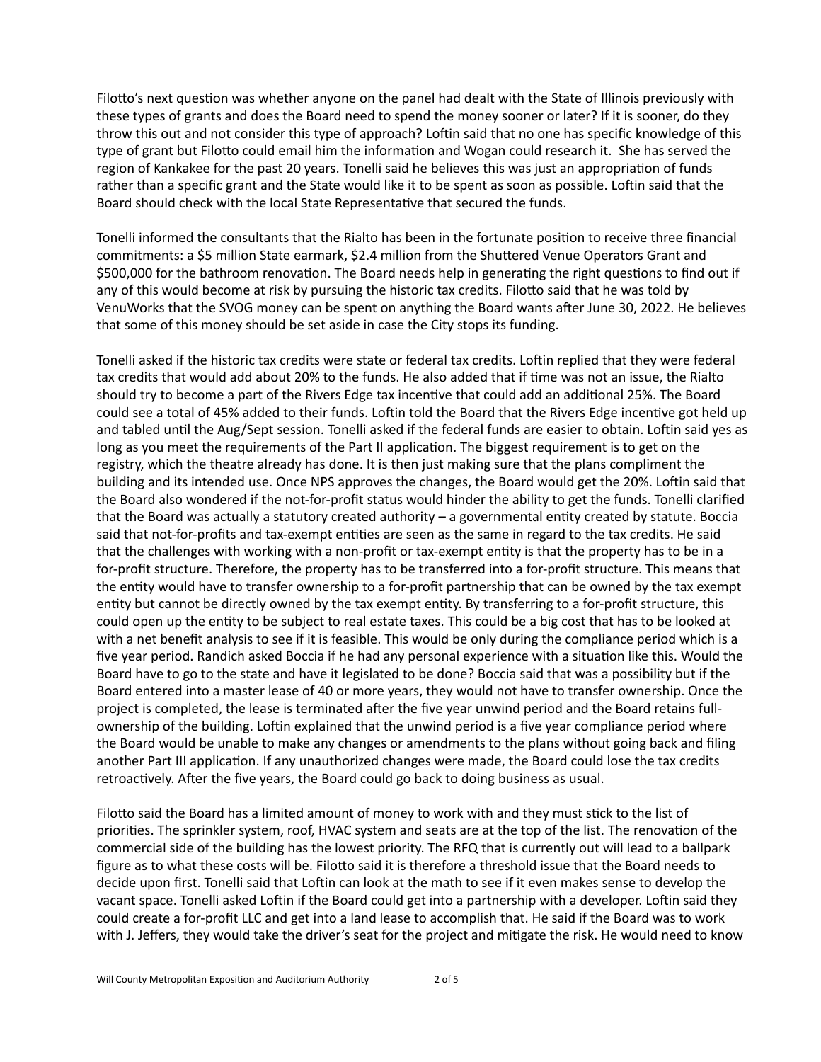Filotto's next question was whether anyone on the panel had dealt with the State of Illinois previously with these types of grants and does the Board need to spend the money sooner or later? If it is sooner, do they throw this out and not consider this type of approach? Loftin said that no one has specific knowledge of this type of grant but Filotto could email him the information and Wogan could research it. She has served the region of Kankakee for the past 20 years. Tonelli said he believes this was just an appropriation of funds rather than a specific grant and the State would like it to be spent as soon as possible. Loftin said that the Board should check with the local State Representative that secured the funds.

Tonelli informed the consultants that the Rialto has been in the fortunate position to receive three financial commitments: a $5 million State earmark, $2.4 million from the Shuttered Venue Operators Grant and $500,000 for the bathroom renovation. The Board needs help in generating the right questions to find out if any of this would become at risk by pursuing the historic tax credits. Filotto said that he was told by VenuWorks that the SVOG money can be spent on anything the Board wants after June 30, 2022. He believes that some of this money should be set aside in case the City stops its funding.

Tonelli asked if the historic tax credits were state or federal tax credits. Loftin replied that they were federal tax credits that would add about 20% to the funds. He also added that if time was not an issue, the Rialto should try to become a part of the Rivers Edge tax incentive that could add an additional 25%. The Board could see a total of 45% added to their funds. Loftin told the Board that the Rivers Edge incentive got held up and tabled until the Aug/Sept session. Tonelli asked if the federal funds are easier to obtain. Loftin said yes as long as you meet the requirements of the Part II application. The biggest requirement is to get on the registry, which the theatre already has done. It is then just making sure that the plans compliment the building and its intended use. Once NPS approves the changes, the Board would get the 20%. Loftin said that the Board also wondered if the not-for-profit status would hinder the ability to get the funds. Tonelli clarified that the Board was actually a statutory created authority – a governmental entity created by statute. Boccia said that not-for-profits and tax-exempt entities are seen as the same in regard to the tax credits. He said that the challenges with working with a non-profit or tax-exempt entity is that the property has to be in a for-profit structure. Therefore, the property has to be transferred into a for-profit structure. This means that the entity would have to transfer ownership to a for-profit partnership that can be owned by the tax exempt entity but cannot be directly owned by the tax exempt entity. By transferring to a for-profit structure, this could open up the entity to be subject to real estate taxes. This could be a big cost that has to be looked at with a net benefit analysis to see if it is feasible. This would be only during the compliance period which is a five year period. Randich asked Boccia if he had any personal experience with a situation like this. Would the Board have to go to the state and have it legislated to be done? Boccia said that was a possibility but if the Board entered into a master lease of 40 or more years, they would not have to transfer ownership. Once the project is completed, the lease is terminated after the five year unwind period and the Board retains full-ownership of the building. Loftin explained that the unwind period is a five year compliance period where the Board would be unable to make any changes or amendments to the plans without going back and filing another Part III application. If any unauthorized changes were made, the Board could lose the tax credits retroactively. After the five years, the Board could go back to doing business as usual.

Filotto said the Board has a limited amount of money to work with and they must stick to the list of priorities. The sprinkler system, roof, HVAC system and seats are at the top of the list. The renovation of the commercial side of the building has the lowest priority. The RFQ that is currently out will lead to a ballpark figure as to what these costs will be. Filotto said it is therefore a threshold issue that the Board needs to decide upon first. Tonelli said that Loftin can look at the math to see if it even makes sense to develop the vacant space. Tonelli asked Loftin if the Board could get into a partnership with a developer. Loftin said they could create a for-profit LLC and get into a land lease to accomplish that. He said if the Board was to work with J. Jeffers, they would take the driver's seat for the project and mitigate the risk. He would need to know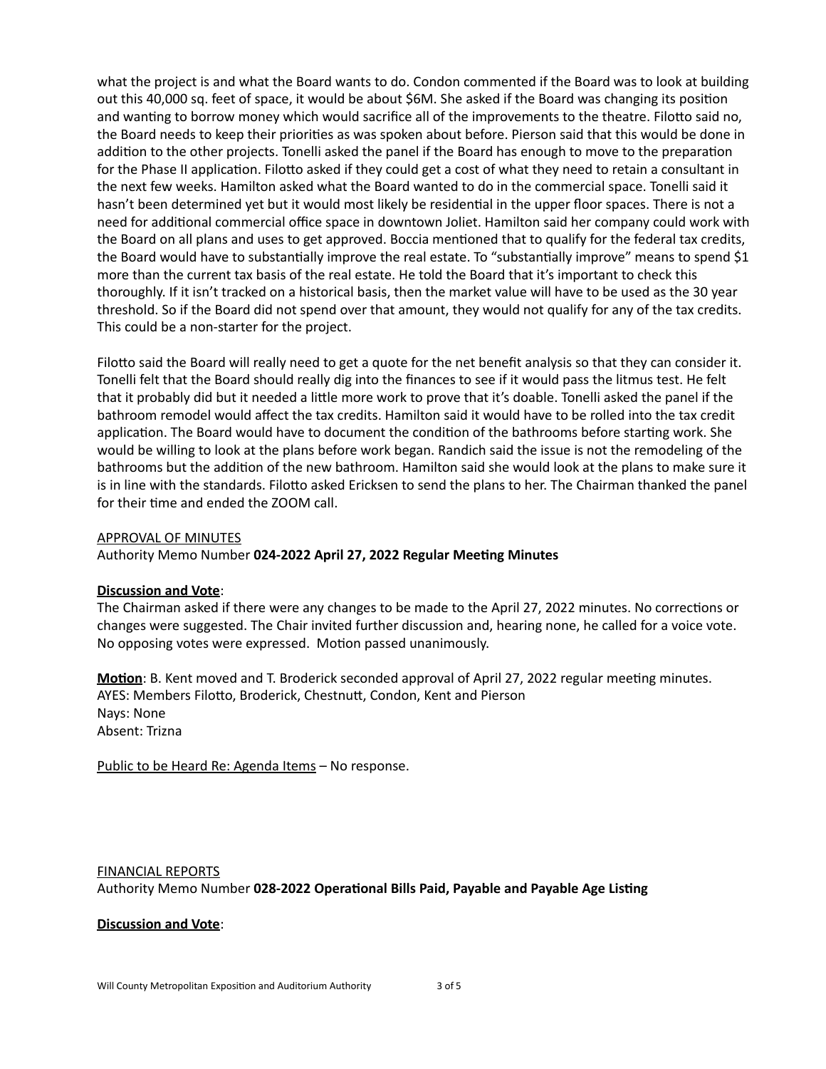what the project is and what the Board wants to do. Condon commented if the Board was to look at building out this 40,000 sq. feet of space, it would be about $6M. She asked if the Board was changing its position and wanting to borrow money which would sacrifice all of the improvements to the theatre. Filotto said no, the Board needs to keep their priorities as was spoken about before. Pierson said that this would be done in addition to the other projects. Tonelli asked the panel if the Board has enough to move to the preparation for the Phase II application. Filotto asked if they could get a cost of what they need to retain a consultant in the next few weeks. Hamilton asked what the Board wanted to do in the commercial space. Tonelli said it hasn't been determined yet but it would most likely be residential in the upper floor spaces. There is not a need for additional commercial office space in downtown Joliet. Hamilton said her company could work with the Board on all plans and uses to get approved. Boccia mentioned that to qualify for the federal tax credits, the Board would have to substantially improve the real estate. To "substantially improve" means to spend $1 more than the current tax basis of the real estate. He told the Board that it's important to check this thoroughly. If it isn't tracked on a historical basis, then the market value will have to be used as the 30 year threshold. So if the Board did not spend over that amount, they would not qualify for any of the tax credits. This could be a non-starter for the project.

Filotto said the Board will really need to get a quote for the net benefit analysis so that they can consider it. Tonelli felt that the Board should really dig into the finances to see if it would pass the litmus test. He felt that it probably did but it needed a little more work to prove that it's doable. Tonelli asked the panel if the bathroom remodel would affect the tax credits. Hamilton said it would have to be rolled into the tax credit application. The Board would have to document the condition of the bathrooms before starting work. She would be willing to look at the plans before work began. Randich said the issue is not the remodeling of the bathrooms but the addition of the new bathroom. Hamilton said she would look at the plans to make sure it is in line with the standards. Filotto asked Ericksen to send the plans to her. The Chairman thanked the panel for their time and ended the ZOOM call.

<u>APPROVAL OF MINUTES</u>
Authority Memo Number **024-2022 April 27, 2022 Regular Meeting Minutes**

**<u>Discussion and Vote</u>**:
The Chairman asked if there were any changes to be made to the April 27, 2022 minutes. No corrections or changes were suggested. The Chair invited further discussion and, hearing none, he called for a voice vote. No opposing votes were expressed. Motion passed unanimously.

**<u>Motion</u>**: B. Kent moved and T. Broderick seconded approval of April 27, 2022 regular meeting minutes.
AYES: Members Filotto, Broderick, Chestnutt, Condon, Kent and Pierson
Nays: None
Absent: Trizna

<u>Public to be Heard Re: Agenda Items</u> – No response.

<u>FINANCIAL REPORTS</u>
Authority Memo Number **028-2022 Operational Bills Paid, Payable and Payable Age Listing**

**<u>Discussion and Vote</u>**: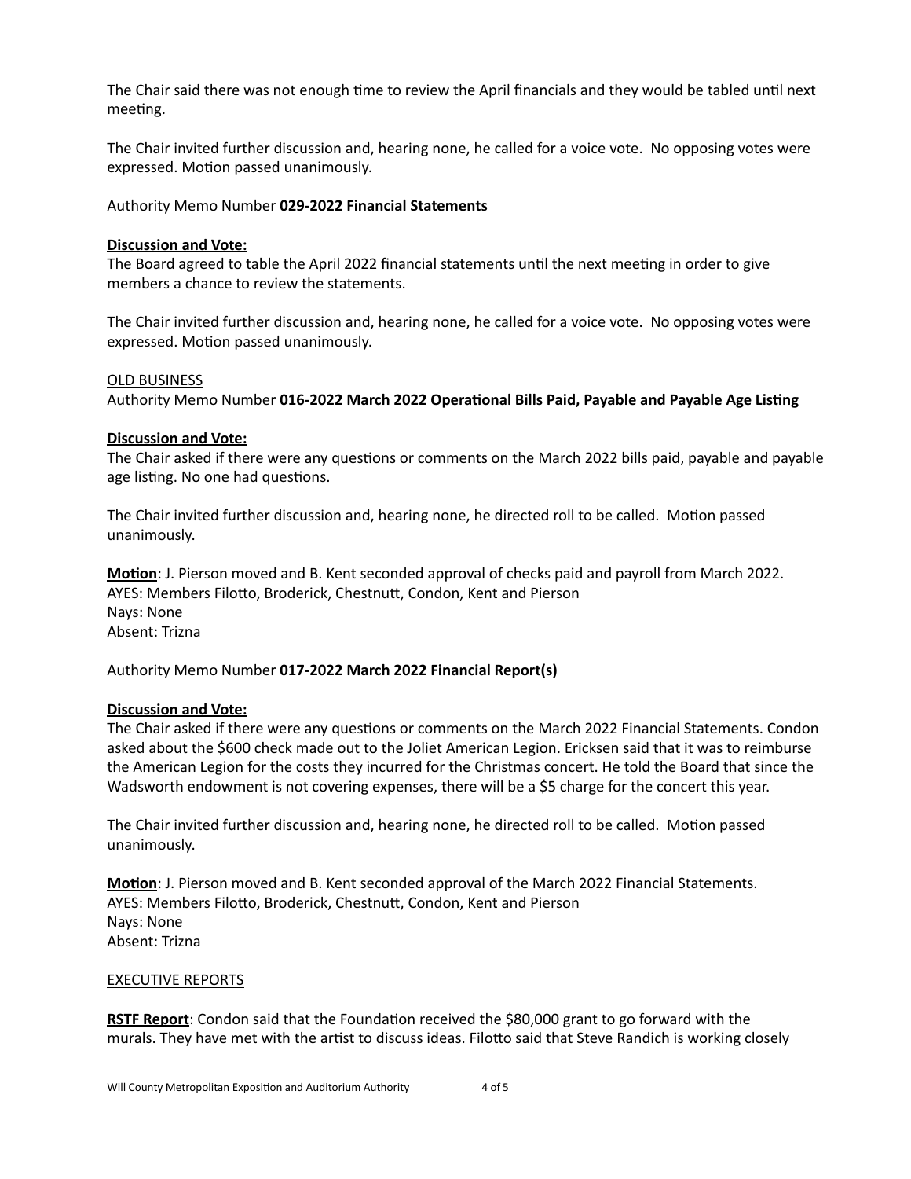The Chair said there was not enough time to review the April financials and they would be tabled until next meeting.

The Chair invited further discussion and, hearing none, he called for a voice vote. No opposing votes were expressed. Motion passed unanimously.

Authority Memo Number **029-2022 Financial Statements**

**Discussion and Vote:**
The Board agreed to table the April 2022 financial statements until the next meeting in order to give members a chance to review the statements.

The Chair invited further discussion and, hearing none, he called for a voice vote. No opposing votes were expressed. Motion passed unanimously.

OLD BUSINESS
Authority Memo Number **016-2022 March 2022 Operational Bills Paid, Payable and Payable Age Listing**

**Discussion and Vote:**
The Chair asked if there were any questions or comments on the March 2022 bills paid, payable and payable age listing. No one had questions.

The Chair invited further discussion and, hearing none, he directed roll to be called. Motion passed unanimously.

**Motion**: J. Pierson moved and B. Kent seconded approval of checks paid and payroll from March 2022.
AYES: Members Filotto, Broderick, Chestnutt, Condon, Kent and Pierson
Nays: None
Absent: Trizna

Authority Memo Number **017-2022 March 2022 Financial Report(s)**

**Discussion and Vote:**
The Chair asked if there were any questions or comments on the March 2022 Financial Statements. Condon asked about the $600 check made out to the Joliet American Legion. Ericksen said that it was to reimburse the American Legion for the costs they incurred for the Christmas concert. He told the Board that since the Wadsworth endowment is not covering expenses, there will be a $5 charge for the concert this year.

The Chair invited further discussion and, hearing none, he directed roll to be called. Motion passed unanimously.

**Motion**: J. Pierson moved and B. Kent seconded approval of the March 2022 Financial Statements.
AYES: Members Filotto, Broderick, Chestnutt, Condon, Kent and Pierson
Nays: None
Absent: Trizna

EXECUTIVE REPORTS

**RSTF Report**: Condon said that the Foundation received the $80,000 grant to go forward with the murals. They have met with the artist to discuss ideas. Filotto said that Steve Randich is working closely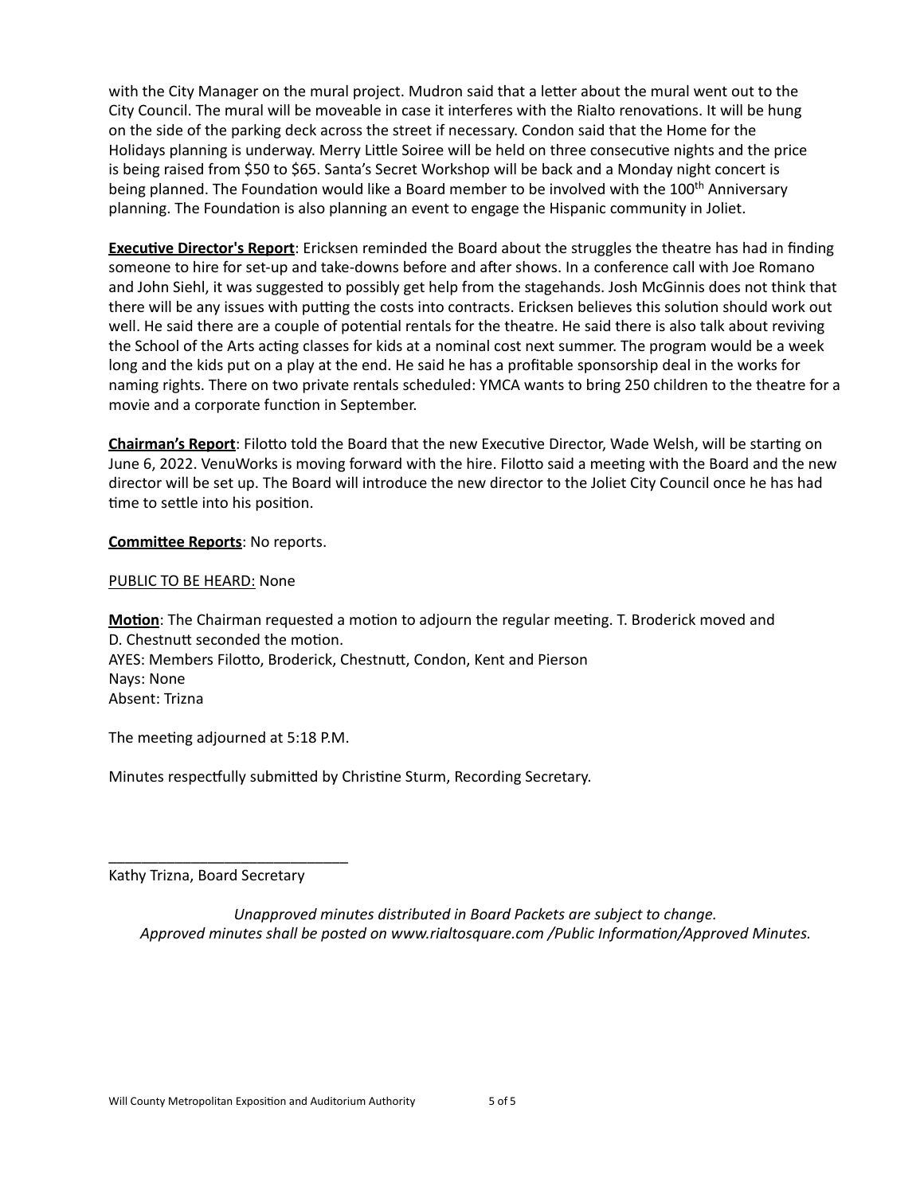with the City Manager on the mural project. Mudron said that a letter about the mural went out to the City Council. The mural will be moveable in case it interferes with the Rialto renovations. It will be hung on the side of the parking deck across the street if necessary. Condon said that the Home for the Holidays planning is underway. Merry Little Soiree will be held on three consecutive nights and the price is being raised from \$50 to \$65. Santa's Secret Workshop will be back and a Monday night concert is being planned. The Foundation would like a Board member to be involved with the 100th Anniversary planning. The Foundation is also planning an event to engage the Hispanic community in Joliet.

**Executive Director's Report**: Ericksen reminded the Board about the struggles the theatre has had in finding someone to hire for set-up and take-downs before and after shows. In a conference call with Joe Romano and John Siehl, it was suggested to possibly get help from the stagehands. Josh McGinnis does not think that there will be any issues with putting the costs into contracts. Ericksen believes this solution should work out well. He said there are a couple of potential rentals for the theatre. He said there is also talk about reviving the School of the Arts acting classes for kids at a nominal cost next summer. The program would be a week long and the kids put on a play at the end. He said he has a profitable sponsorship deal in the works for naming rights. There on two private rentals scheduled: YMCA wants to bring 250 children to the theatre for a movie and a corporate function in September.

**Chairman's Report**: Filotto told the Board that the new Executive Director, Wade Welsh, will be starting on June 6, 2022. VenuWorks is moving forward with the hire. Filotto said a meeting with the Board and the new director will be set up. The Board will introduce the new director to the Joliet City Council once he has had time to settle into his position.

**Committee Reports**: No reports.

PUBLIC TO BE HEARD: None

**Motion**: The Chairman requested a motion to adjourn the regular meeting. T. Broderick moved and D. Chestnutt seconded the motion.
AYES: Members Filotto, Broderick, Chestnutt, Condon, Kent and Pierson
Nays: None
Absent: Trizna

The meeting adjourned at 5:18 P.M.

Minutes respectfully submitted by Christine Sturm, Recording Secretary.

______________________________
Kathy Trizna, Board Secretary

*Unapproved minutes distributed in Board Packets are subject to change.*
*Approved minutes shall be posted on www.rialtosquare.com /Public Information/Approved Minutes.*